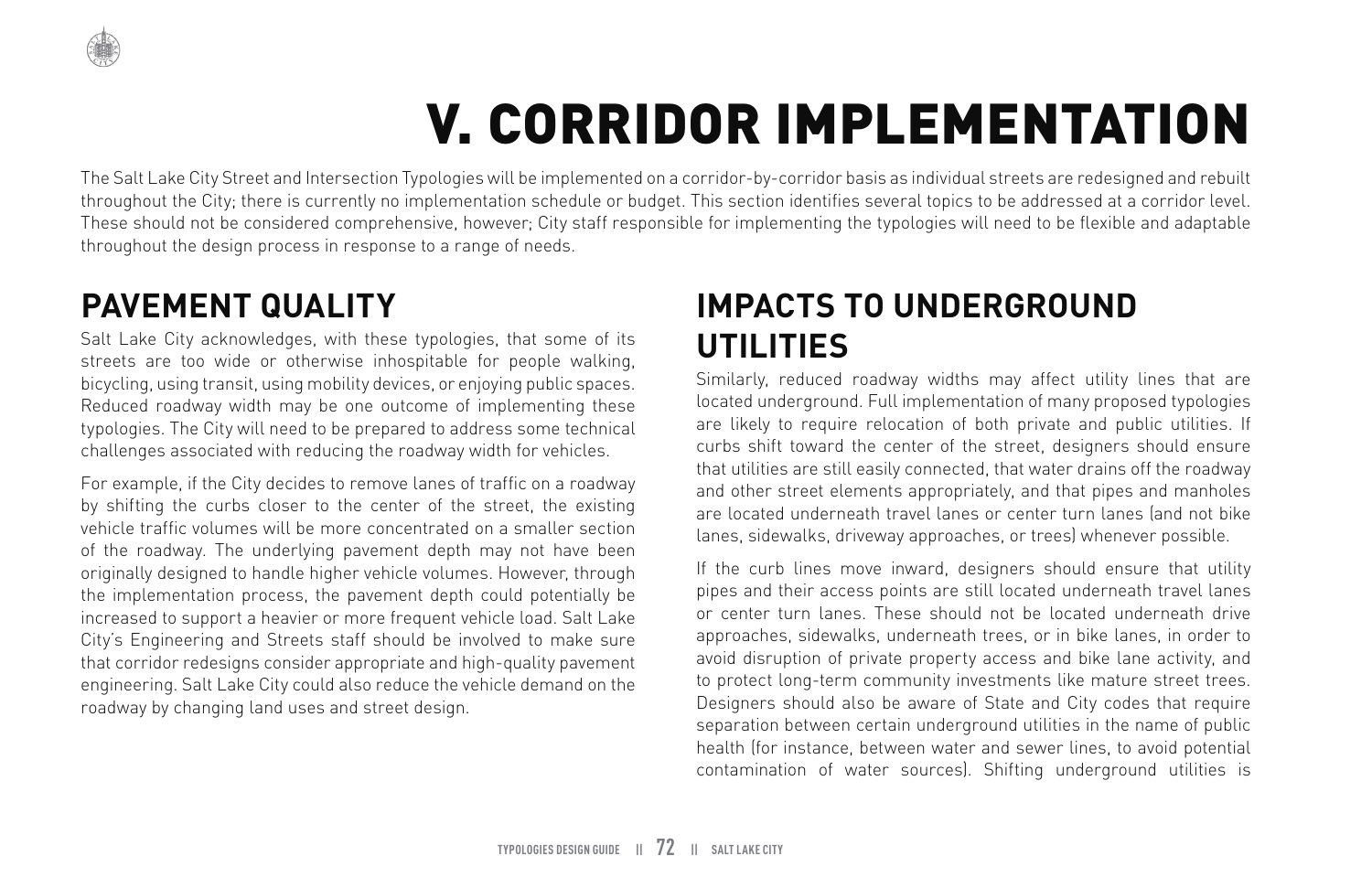# V. CORRIDOR IMPLEMENTATION

The Salt Lake City Street and Intersection Typologies will be implemented on a corridor-by-corridor basis as individual streets are redesigned and rebuilt throughout the City; there is currently no implementation schedule or budget. This section identifies several topics to be addressed at a corridor level. These should not be considered comprehensive, however; City staff responsible for implementing the typologies will need to be flexible and adaptable throughout the design process in response to a range of needs.

## PAVEMENT QUALITY

Salt Lake City acknowledges, with these typologies, that some of its streets are too wide or otherwise inhospitable for people walking, bicycling, using transit, using mobility devices, or enjoying public spaces. Reduced roadway width may be one outcome of implementing these typologies. The City will need to be prepared to address some technical challenges associated with reducing the roadway width for vehicles.

For example, if the City decides to remove lanes of traffic on a roadway by shifting the curbs closer to the center of the street, the existing vehicle traffic volumes will be more concentrated on a smaller section of the roadway. The underlying pavement depth may not have been originally designed to handle higher vehicle volumes. However, through the implementation process, the pavement depth could potentially be increased to support a heavier or more frequent vehicle load. Salt Lake City's Engineering and Streets staff should be involved to make sure that corridor redesigns consider appropriate and high-quality pavement engineering. Salt Lake City could also reduce the vehicle demand on the roadway by changing land uses and street design.

## IMPACTS TO UNDERGROUND UTILITIES

Similarly, reduced roadway widths may affect utility lines that are located underground. Full implementation of many proposed typologies are likely to require relocation of both private and public utilities. If curbs shift toward the center of the street, designers should ensure that utilities are still easily connected, that water drains off the roadway and other street elements appropriately, and that pipes and manholes are located underneath travel lanes or center turn lanes (and not bike lanes, sidewalks, driveway approaches, or trees) whenever possible.

If the curb lines move inward, designers should ensure that utility pipes and their access points are still located underneath travel lanes or center turn lanes. These should not be located underneath drive approaches, sidewalks, underneath trees, or in bike lanes, in order to avoid disruption of private property access and bike lane activity, and to protect long-term community investments like mature street trees. Designers should also be aware of State and City codes that require separation between certain underground utilities in the name of public health (for instance, between water and sewer lines, to avoid potential contamination of water sources). Shifting underground utilities is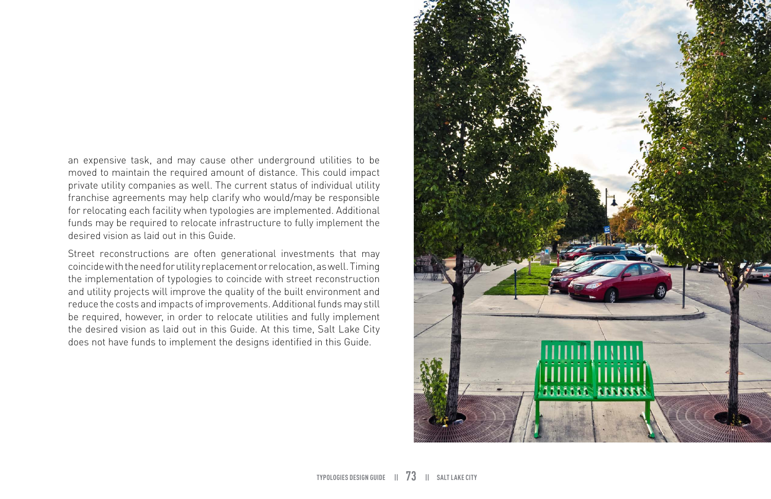an expensive task, and may cause other underground utilities to be moved to maintain the required amount of distance. This could impact private utility companies as well. The current status of individual utility franchise agreements may help clarify who would/may be responsible for relocating each facility when typologies are implemented. Additional funds may be required to relocate infrastructure to fully implement the desired vision as laid out in this Guide.

Street reconstructions are often generational investments that may coincide with the need for utility replacement or relocation, as well. Timing the implementation of typologies to coincide with street reconstruction and utility projects will improve the quality of the built environment and reduce the costs and impacts of improvements. Additional funds may still be required, however, in order to relocate utilities and fully implement the desired vision as laid out in this Guide. At this time, Salt Lake City does not have funds to implement the designs identified in this Guide.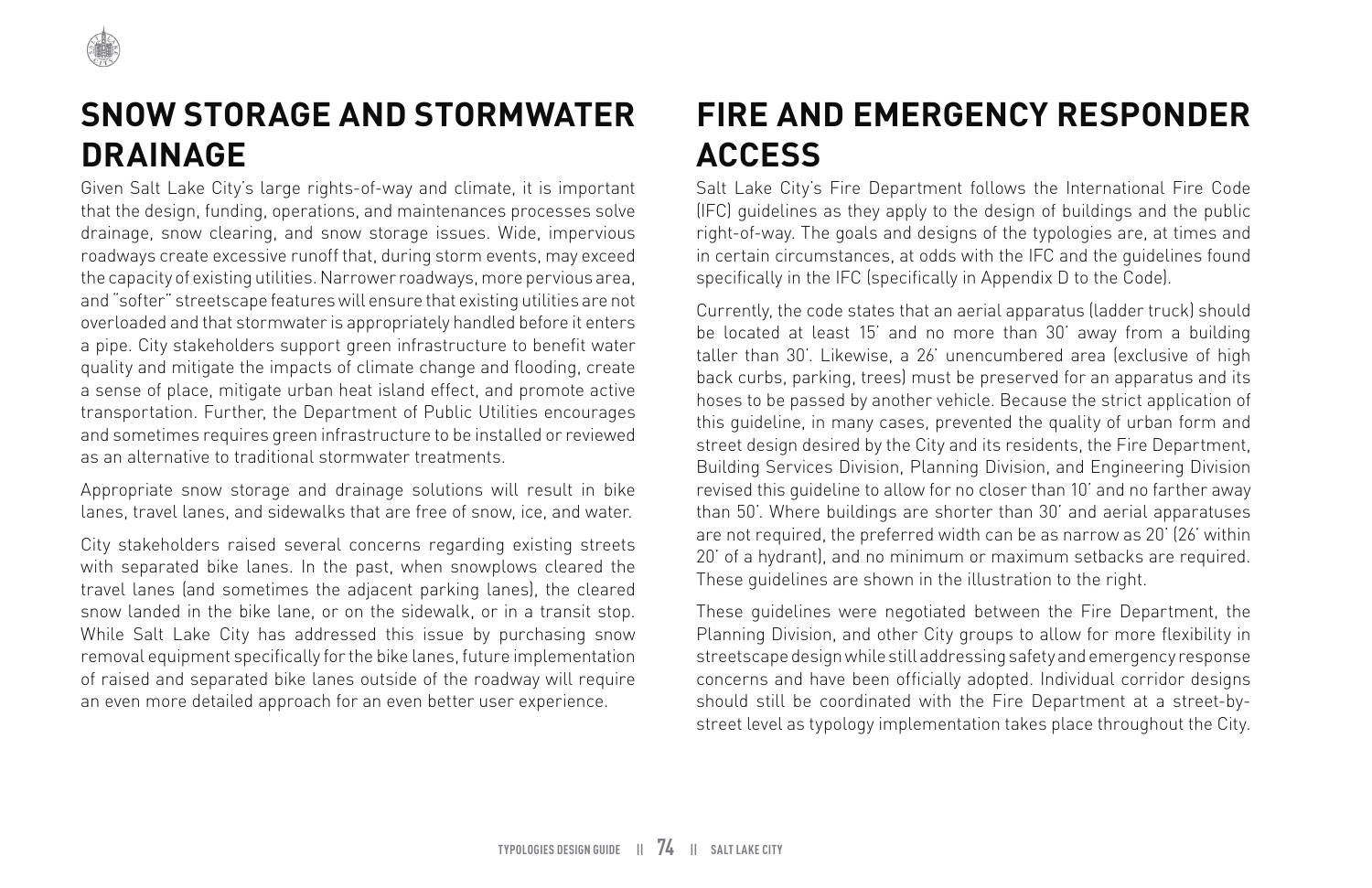## SNOW STORAGE AND STORMWATER DRAINAGE

Given Salt Lake City's large rights-of-way and climate, it is important that the design, funding, operations, and maintenances processes solve drainage, snow clearing, and snow storage issues. Wide, impervious roadways create excessive runoff that, during storm events, may exceed the capacity of existing utilities. Narrower roadways, more pervious area, and "softer" streetscape features will ensure that existing utilities are not overloaded and that stormwater is appropriately handled before it enters a pipe. City stakeholders support green infrastructure to benefit water quality and mitigate the impacts of climate change and flooding, create a sense of place, mitigate urban heat island effect, and promote active transportation. Further, the Department of Public Utilities encourages and sometimes requires green infrastructure to be installed or reviewed as an alternative to traditional stormwater treatments.

Appropriate snow storage and drainage solutions will result in bike lanes, travel lanes, and sidewalks that are free of snow, ice, and water.

City stakeholders raised several concerns regarding existing streets with separated bike lanes. In the past, when snowplows cleared the travel lanes (and sometimes the adjacent parking lanes), the cleared snow landed in the bike lane, or on the sidewalk, or in a transit stop. While Salt Lake City has addressed this issue by purchasing snow removal equipment specifically for the bike lanes, future implementation of raised and separated bike lanes outside of the roadway will require an even more detailed approach for an even better user experience.

## FIRE AND EMERGENCY RESPONDER ACCESS

Salt Lake City's Fire Department follows the International Fire Code (IFC) guidelines as they apply to the design of buildings and the public right-of-way. The goals and designs of the typologies are, at times and in certain circumstances, at odds with the IFC and the guidelines found specifically in the IFC (specifically in Appendix D to the Code).

Currently, the code states that an aerial apparatus (ladder truck) should be located at least 15' and no more than 30' away from a building taller than 30'. Likewise, a 26' unencumbered area (exclusive of high back curbs, parking, trees) must be preserved for an apparatus and its hoses to be passed by another vehicle. Because the strict application of this guideline, in many cases, prevented the quality of urban form and street design desired by the City and its residents, the Fire Department, Building Services Division, Planning Division, and Engineering Division revised this guideline to allow for no closer than 10' and no farther away than 50'. Where buildings are shorter than 30' and aerial apparatuses are not required, the preferred width can be as narrow as 20' (26' within 20' of a hydrant), and no minimum or maximum setbacks are required. These guidelines are shown in the illustration to the right.

These guidelines were negotiated between the Fire Department, the Planning Division, and other City groups to allow for more flexibility in streetscape design while still addressing safety and emergency response concerns and have been officially adopted. Individual corridor designs should still be coordinated with the Fire Department at a street-by-street level as typology implementation takes place throughout the City.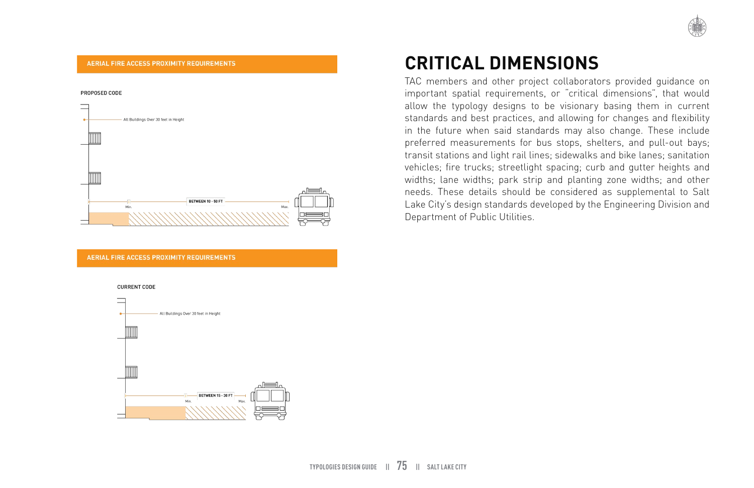**AERIAL FIRE ACCESS PROXIMITY REQUIREMENTS**

PROPOSED CODE

All Buildings Over 30 feet in Height

BETWEEN 10 - 50 FT

Min.

Max.

**AERIAL FIRE ACCESS PROXIMITY REQUIREMENTS**

CURRENT CODE

All Buildings Over 30 feet in Height

BETWEEN 15 - 30 FT

Min.

Max.

# CRITICAL DIMENSIONS

TAC members and other project collaborators provided guidance on important spatial requirements, or "critical dimensions", that would allow the typology designs to be visionary basing them in current standards and best practices, and allowing for changes and flexibility in the future when said standards may also change. These include preferred measurements for bus stops, shelters, and pull-out bays; transit stations and light rail lines; sidewalks and bike lanes; sanitation vehicles; fire trucks; streetlight spacing; curb and gutter heights and widths; lane widths; park strip and planting zone widths; and other needs. These details should be considered as supplemental to Salt Lake City's design standards developed by the Engineering Division and Department of Public Utilities.